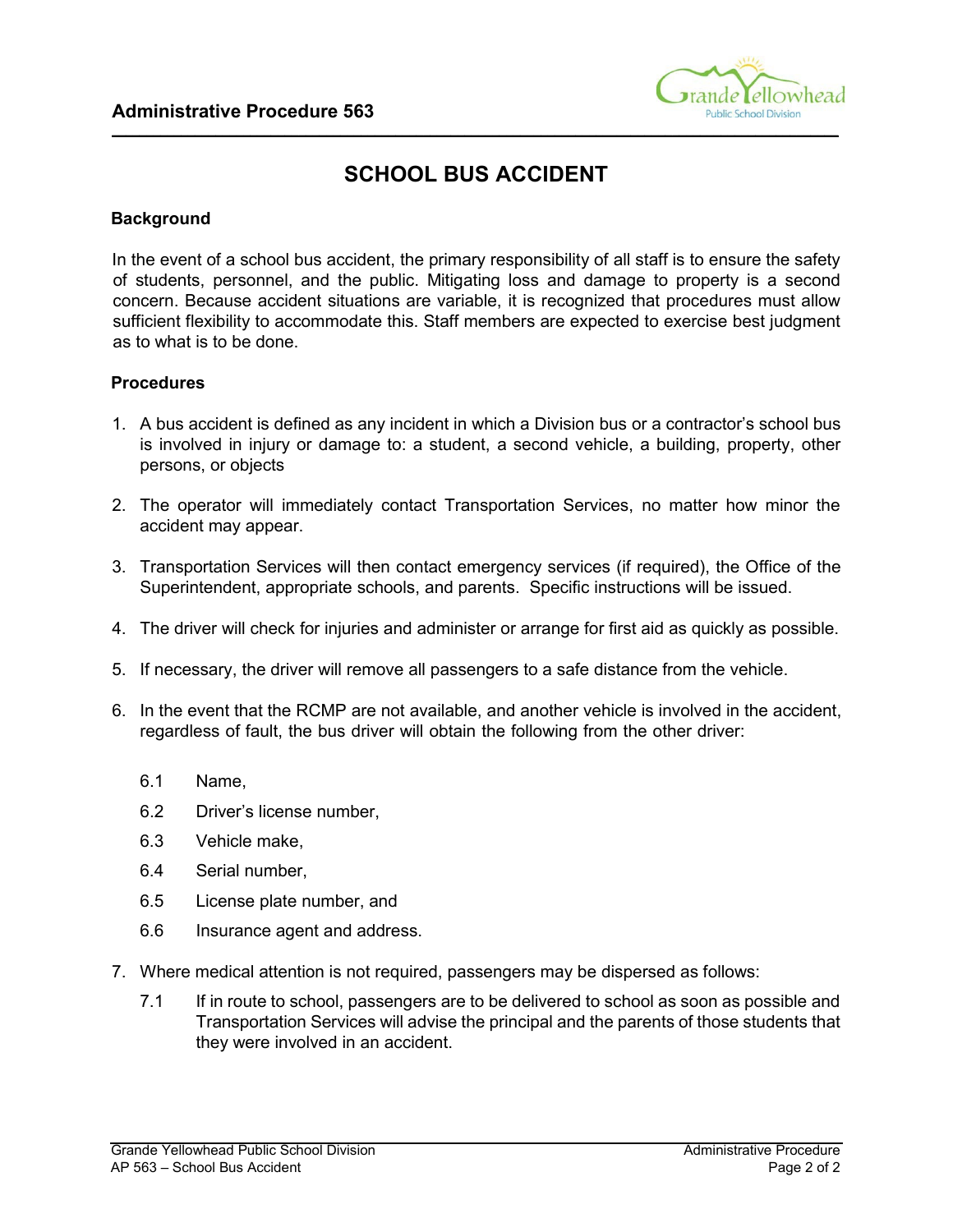**Administrative Procedure 563**

# SCHOOL BUS ACCIDENT

## Background

In the event of a school bus accident, the primary responsibility of all staff is to ensure the safety of students, personnel, and the public. Mitigating loss and damage to property is a second concern. Because accident situations are variable, it is recognized that procedures must allow sufficient flexibility to accommodate this. Staff members are expected to exercise best judgment as to what is to be done.

## Procedures

1. A bus accident is defined as any incident in which a Division bus or a contractor's school bus is involved in injury or damage to: a student, a second vehicle, a building, property, other persons, or objects

2. The operator will immediately contact Transportation Services, no matter how minor the accident may appear.

3. Transportation Services will then contact emergency services (if required), the Office of the Superintendent, appropriate schools, and parents. Specific instructions will be issued.

4. The driver will check for injuries and administer or arrange for first aid as quickly as possible.

5. If necessary, the driver will remove all passengers to a safe distance from the vehicle.

6. In the event that the RCMP are not available, and another vehicle is involved in the accident, regardless of fault, the bus driver will obtain the following from the other driver:

   6.1 Name,

   6.2 Driver's license number,

   6.3 Vehicle make,

   6.4 Serial number,

   6.5 License plate number, and

   6.6 Insurance agent and address.

7. Where medical attention is not required, passengers may be dispersed as follows:

   7.1 If in route to school, passengers are to be delivered to school as soon as possible and Transportation Services will advise the principal and the parents of those students that they were involved in an accident.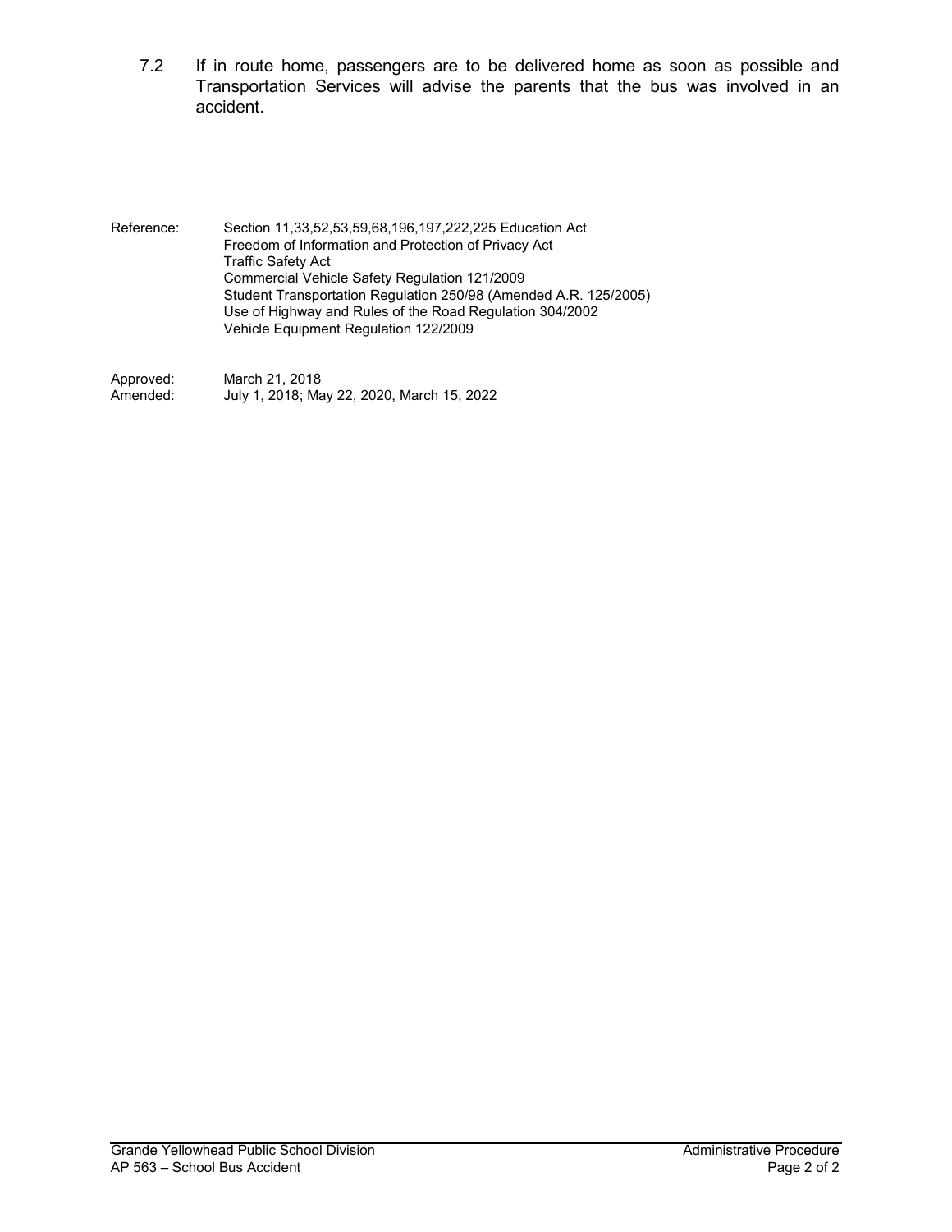7.2 If in route home, passengers are to be delivered home as soon as possible and Transportation Services will advise the parents that the bus was involved in an accident.

Reference: Section 11,33,52,53,59,68,196,197,222,225 Education Act
Freedom of Information and Protection of Privacy Act
Traffic Safety Act
Commercial Vehicle Safety Regulation 121/2009
Student Transportation Regulation 250/98 (Amended A.R. 125/2005)
Use of Highway and Rules of the Road Regulation 304/2002
Vehicle Equipment Regulation 122/2009

Approved: March 21, 2018
Amended: July 1, 2018; May 22, 2020, March 15, 2022